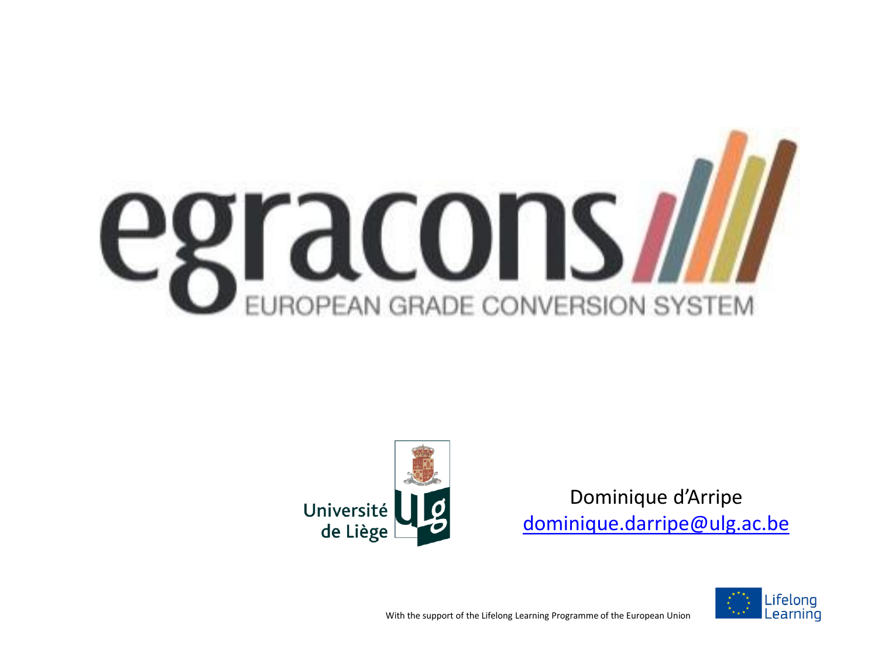# egracons

EUROPEAN GRADE CONVERSION SYSTEM

Université de Liège

Dominique d'Arripe
dominique.darripe@ulg.ac.be

With the support of the Lifelong Learning Programme of the European Union

Lifelong Learning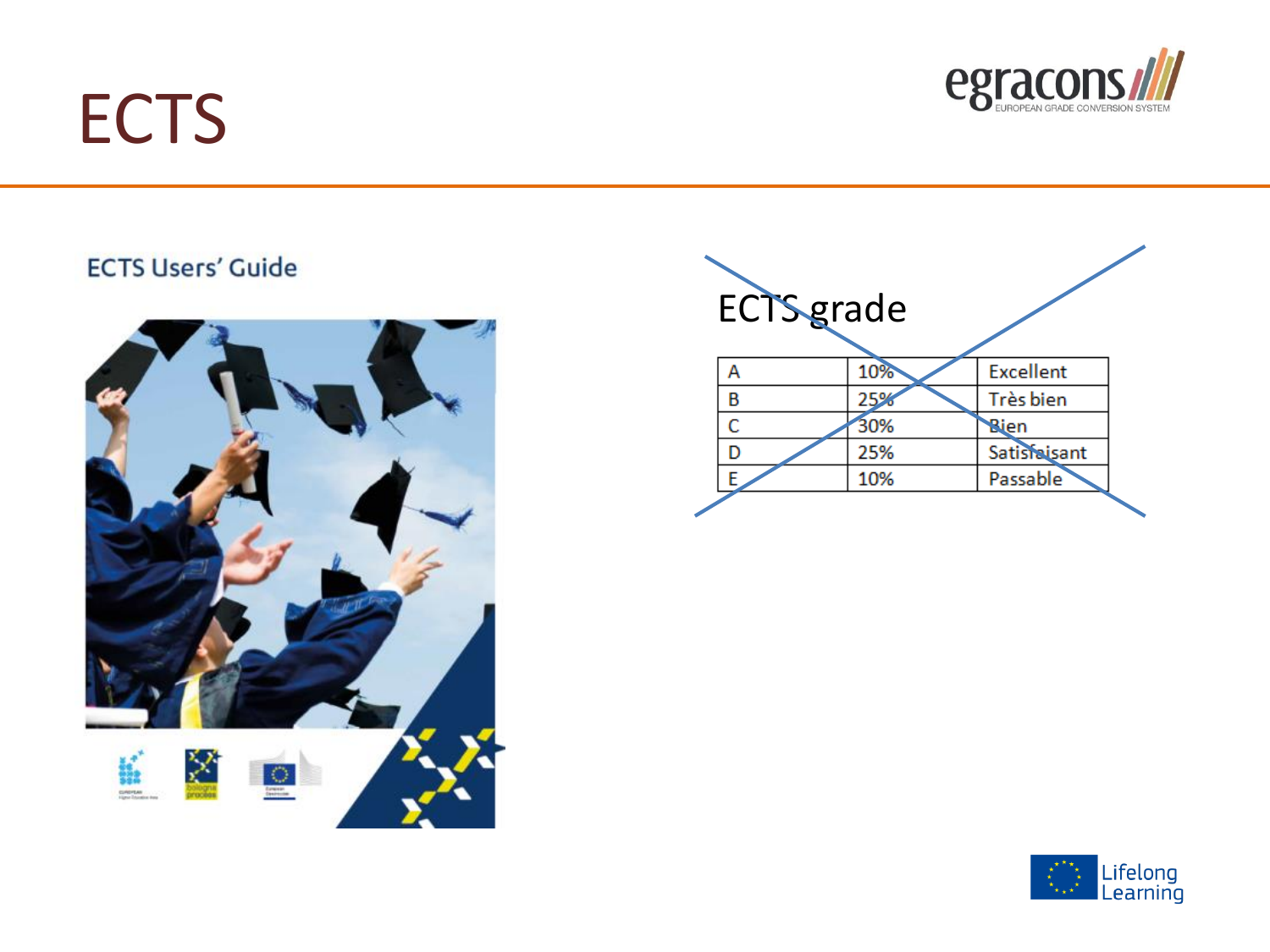# ECTS

ECTS Users' Guide

ECTS grade

| A | 10% | Excellent |
|---|---|---|
| B | 25% | Très bien |
| C | 30% | Bien |
| D | 25% | Satisfaisant |
| E | 10% | Passable |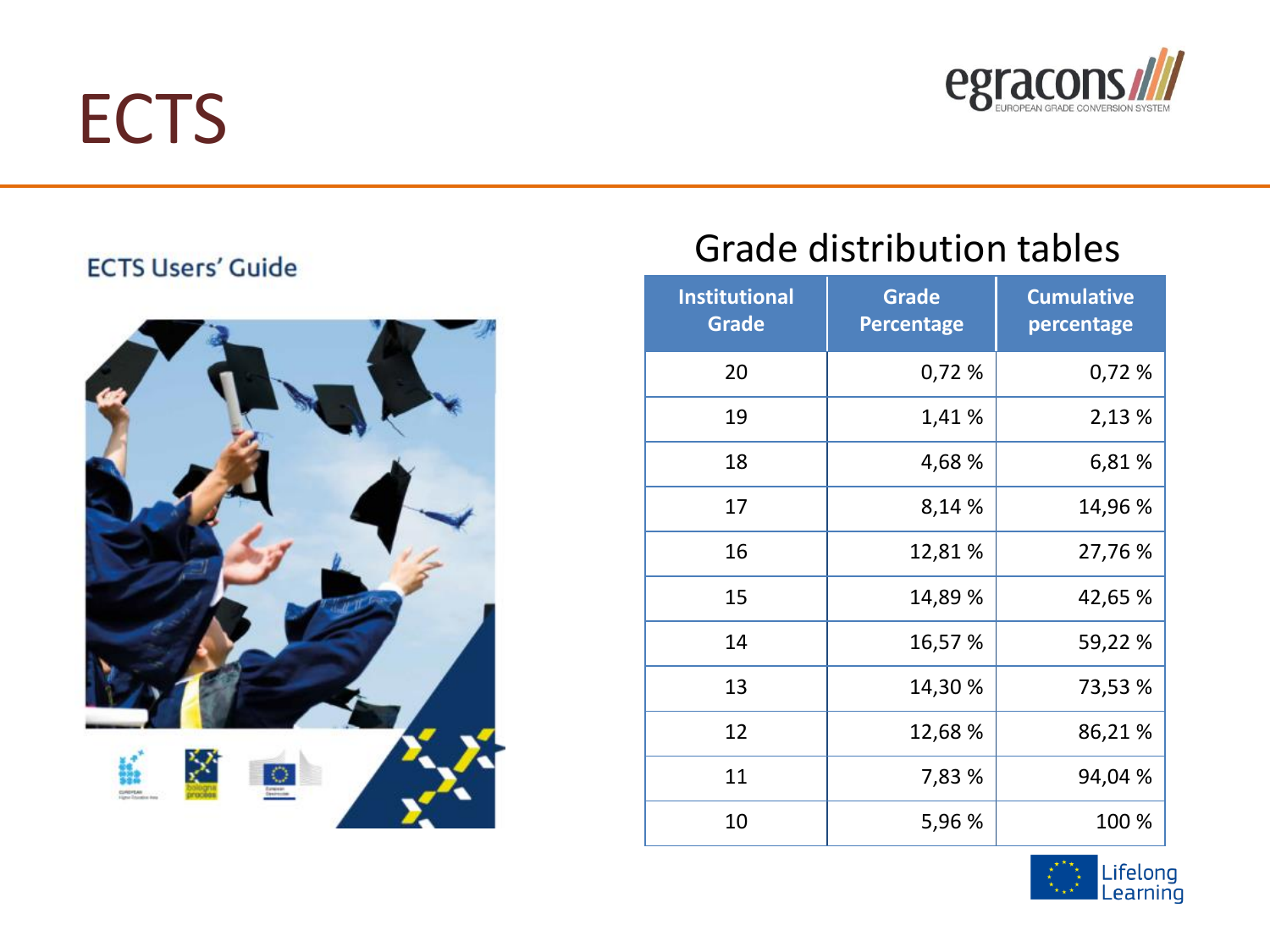# ECTS

ECTS Users' Guide

## Grade distribution tables

| Institutional Grade | Grade Percentage | Cumulative percentage |
|---|---|---|
| 20 | 0,72 % | 0,72 % |
| 19 | 1,41 % | 2,13 % |
| 18 | 4,68 % | 6,81 % |
| 17 | 8,14 % | 14,96 % |
| 16 | 12,81 % | 27,76 % |
| 15 | 14,89 % | 42,65 % |
| 14 | 16,57 % | 59,22 % |
| 13 | 14,30 % | 73,53 % |
| 12 | 12,68 % | 86,21 % |
| 11 | 7,83 % | 94,04 % |
| 10 | 5,96 % | 100 % |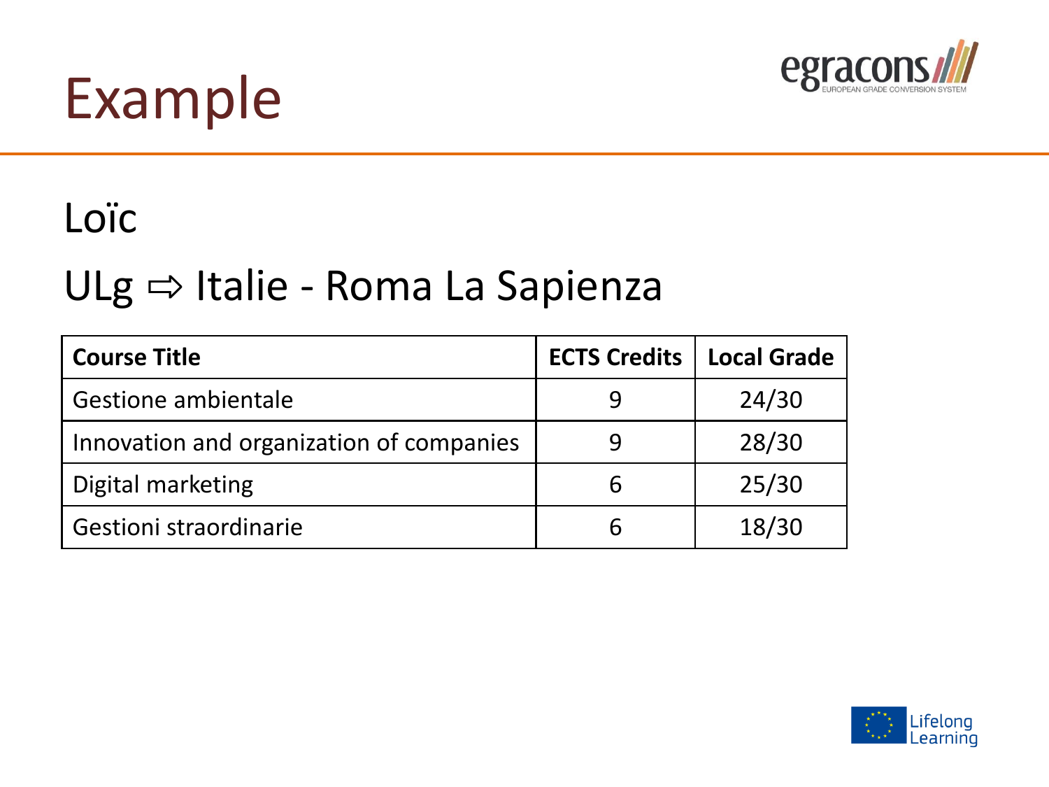# Example

Loïc

ULg ⇨ Italie - Roma La Sapienza

| Course Title | ECTS Credits | Local Grade |
| --- | --- | --- |
| Gestione ambientale | 9 | 24/30 |
| Innovation and organization of companies | 9 | 28/30 |
| Digital marketing | 6 | 25/30 |
| Gestioni straordinarie | 6 | 18/30 |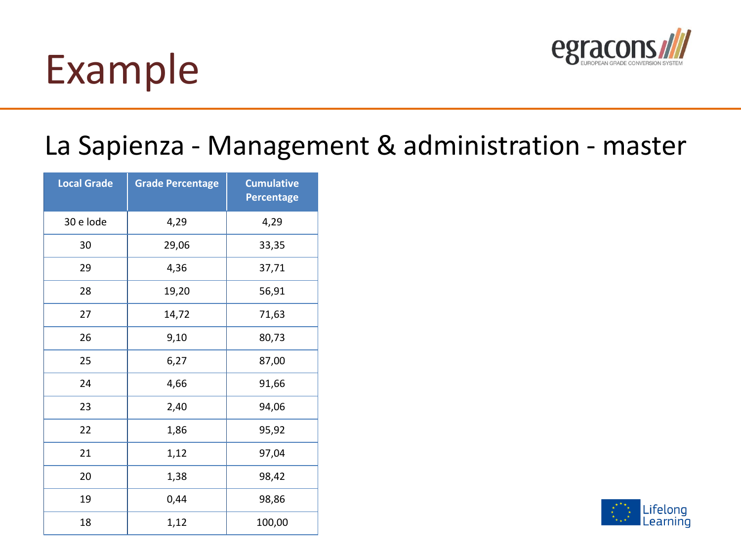# Example

## La Sapienza - Management & administration - master

| Local Grade | Grade Percentage | Cumulative Percentage |
|---|---|---|
| 30 e lode | 4,29 | 4,29 |
| 30 | 29,06 | 33,35 |
| 29 | 4,36 | 37,71 |
| 28 | 19,20 | 56,91 |
| 27 | 14,72 | 71,63 |
| 26 | 9,10 | 80,73 |
| 25 | 6,27 | 87,00 |
| 24 | 4,66 | 91,66 |
| 23 | 2,40 | 94,06 |
| 22 | 1,86 | 95,92 |
| 21 | 1,12 | 97,04 |
| 20 | 1,38 | 98,42 |
| 19 | 0,44 | 98,86 |
| 18 | 1,12 | 100,00 |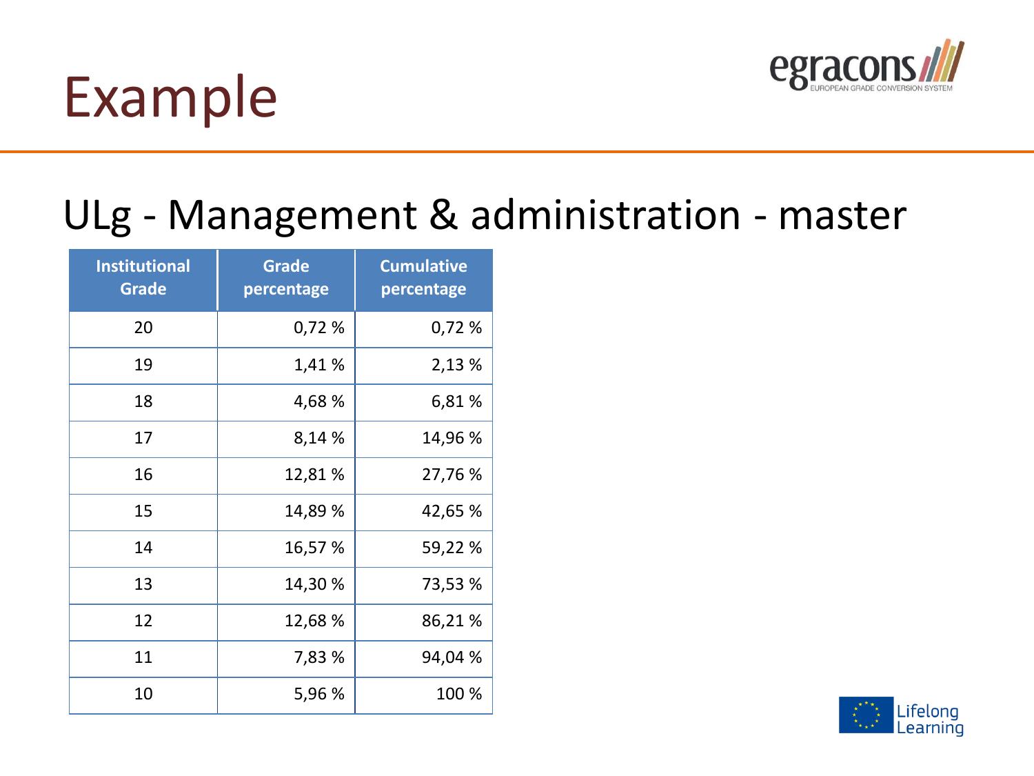# Example

## ULg - Management & administration - master

| Institutional Grade | Grade percentage | Cumulative percentage |
|---|---|---|
| 20 | 0,72 % | 0,72 % |
| 19 | 1,41 % | 2,13 % |
| 18 | 4,68 % | 6,81 % |
| 17 | 8,14 % | 14,96 % |
| 16 | 12,81 % | 27,76 % |
| 15 | 14,89 % | 42,65 % |
| 14 | 16,57 % | 59,22 % |
| 13 | 14,30 % | 73,53 % |
| 12 | 12,68 % | 86,21 % |
| 11 | 7,83 % | 94,04 % |
| 10 | 5,96 % | 100 % |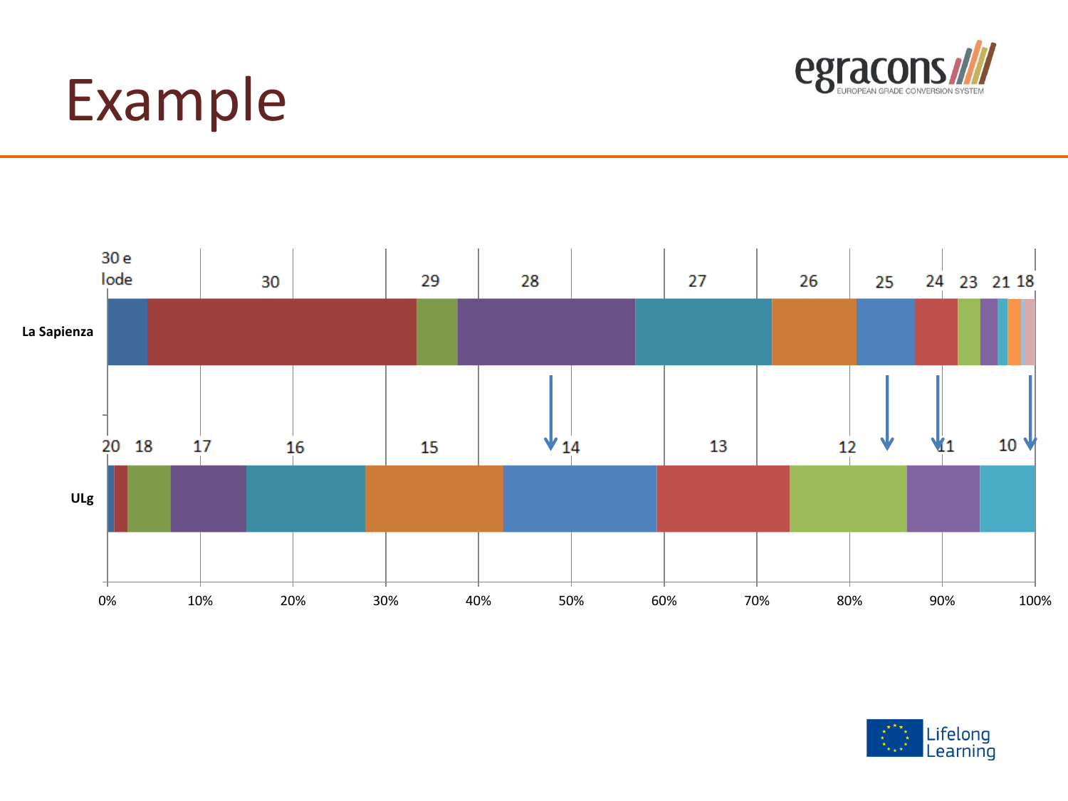# Example

| | | | | | | | | | | | | |
|---|---|---|---|---|---|---|---|---|---|---|---|---|
| **La Sapienza** | 30 e lode | 30 | 29 | 28 | 27 | 26 | 25 | 24 | 23 | 21 | 18 | |
| **ULg** | 20 | 18 | 17 | 16 | 15 | 14 | 13 | 12 | 11 | 10 | | |

0% 10% 20% 30% 40% 50% 60% 70% 80% 90% 100%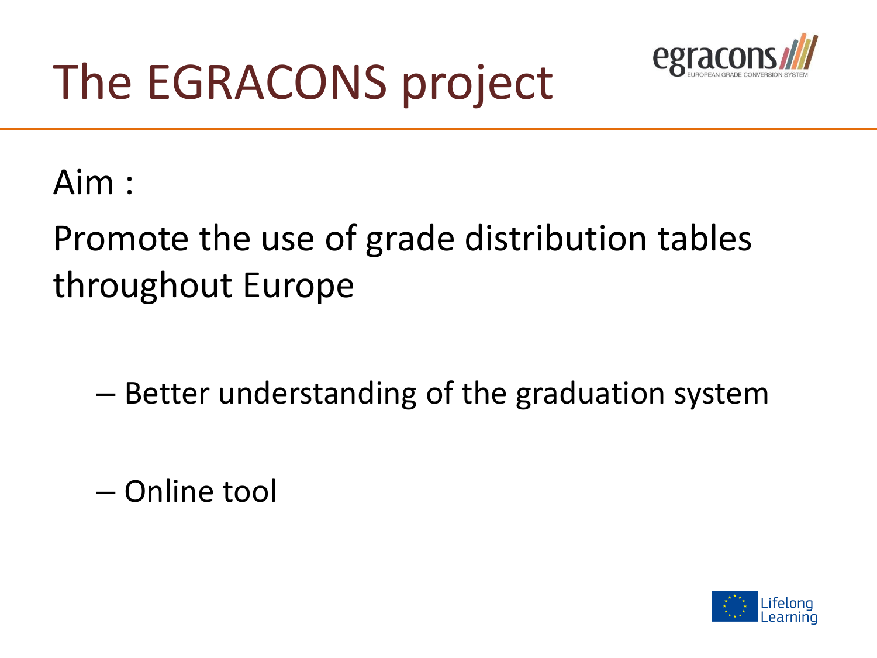# The EGRACONS project

Aim :

Promote the use of grade distribution tables throughout Europe

- Better understanding of the graduation system
- Online tool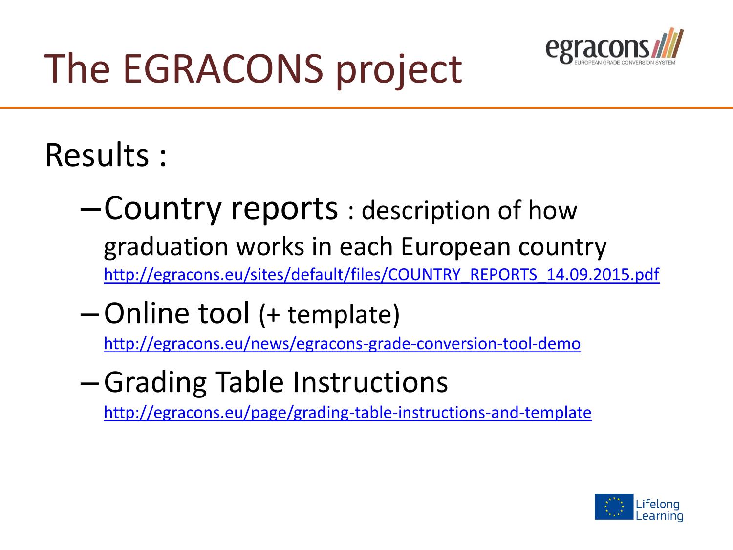# The EGRACONS project

Results :

- Country reports : description of how graduation works in each European country
  http://egracons.eu/sites/default/files/COUNTRY_REPORTS_14.09.2015.pdf
- Online tool (+ template)
  http://egracons.eu/news/egracons-grade-conversion-tool-demo
- Grading Table Instructions
  http://egracons.eu/page/grading-table-instructions-and-template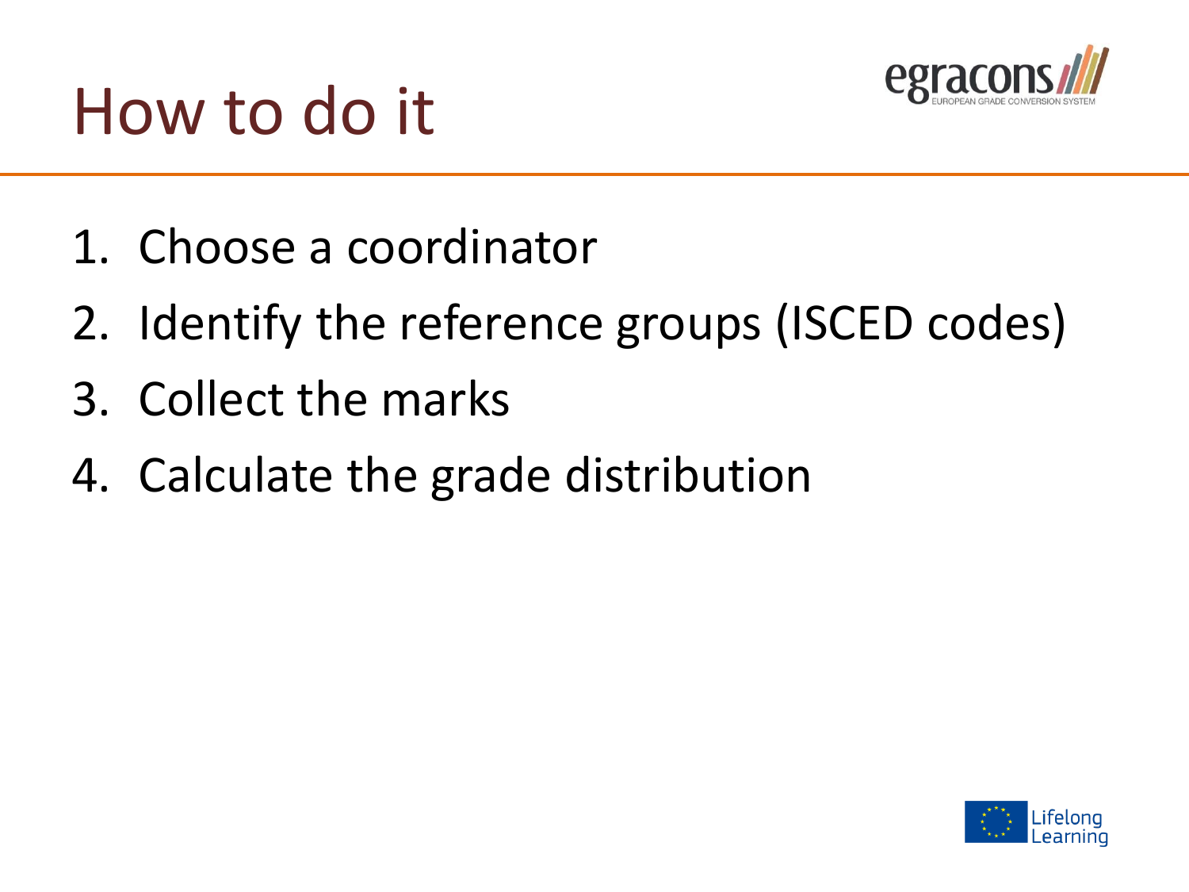# How to do it

1. Choose a coordinator
2. Identify the reference groups (ISCED codes)
3. Collect the marks
4. Calculate the grade distribution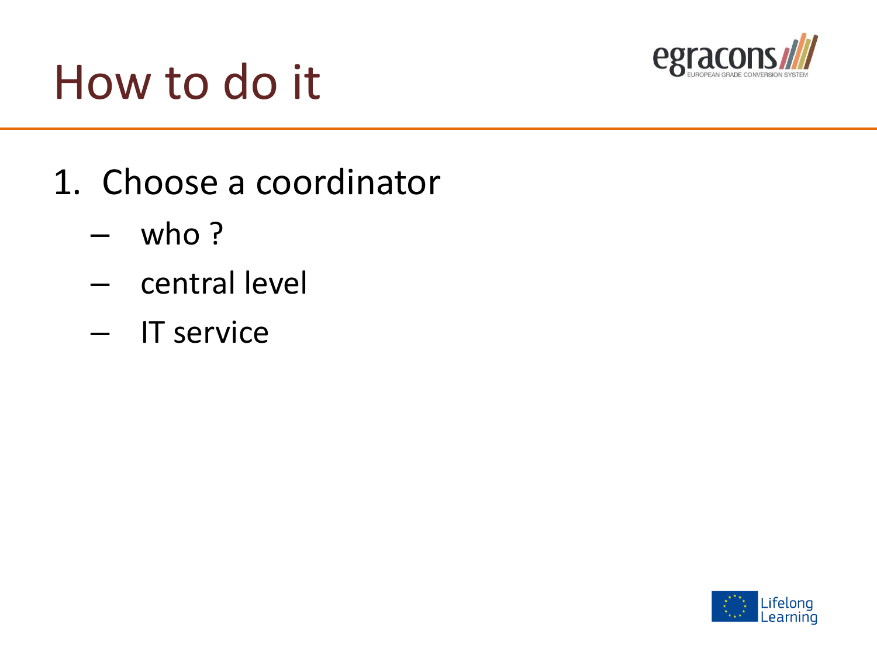# How to do it

1. Choose a coordinator
   - who ?
   - central level
   - IT service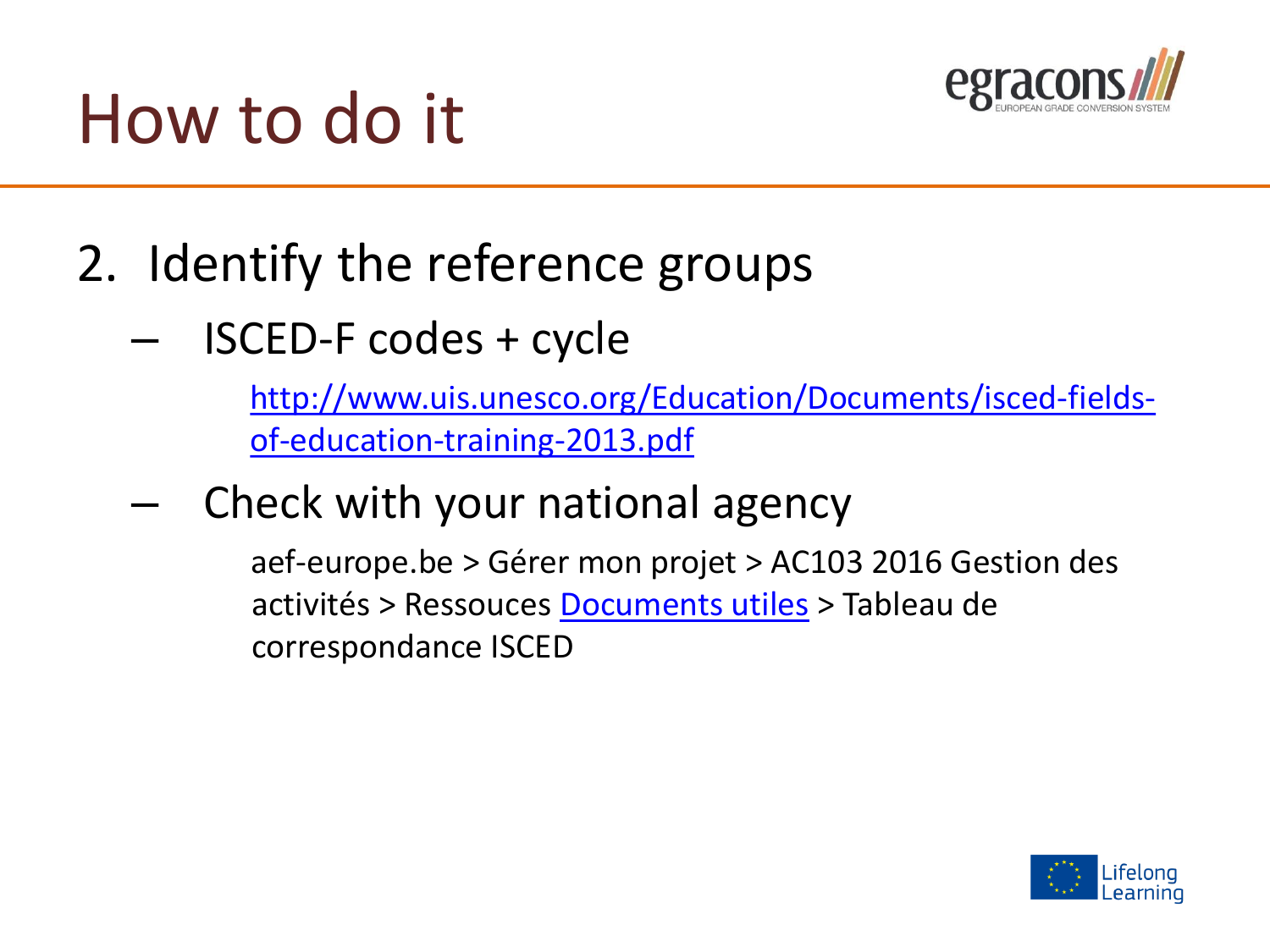# How to do it

2. Identify the reference groups
   - ISCED-F codes + cycle

     [http://www.uis.unesco.org/Education/Documents/isced-fields-of-education-training-2013.pdf](http://www.uis.unesco.org/Education/Documents/isced-fields-of-education-training-2013.pdf)

   - Check with your national agency

     aef-europe.be > Gérer mon projet > AC103 2016 Gestion des activités > Ressouces Documents utiles > Tableau de correspondance ISCED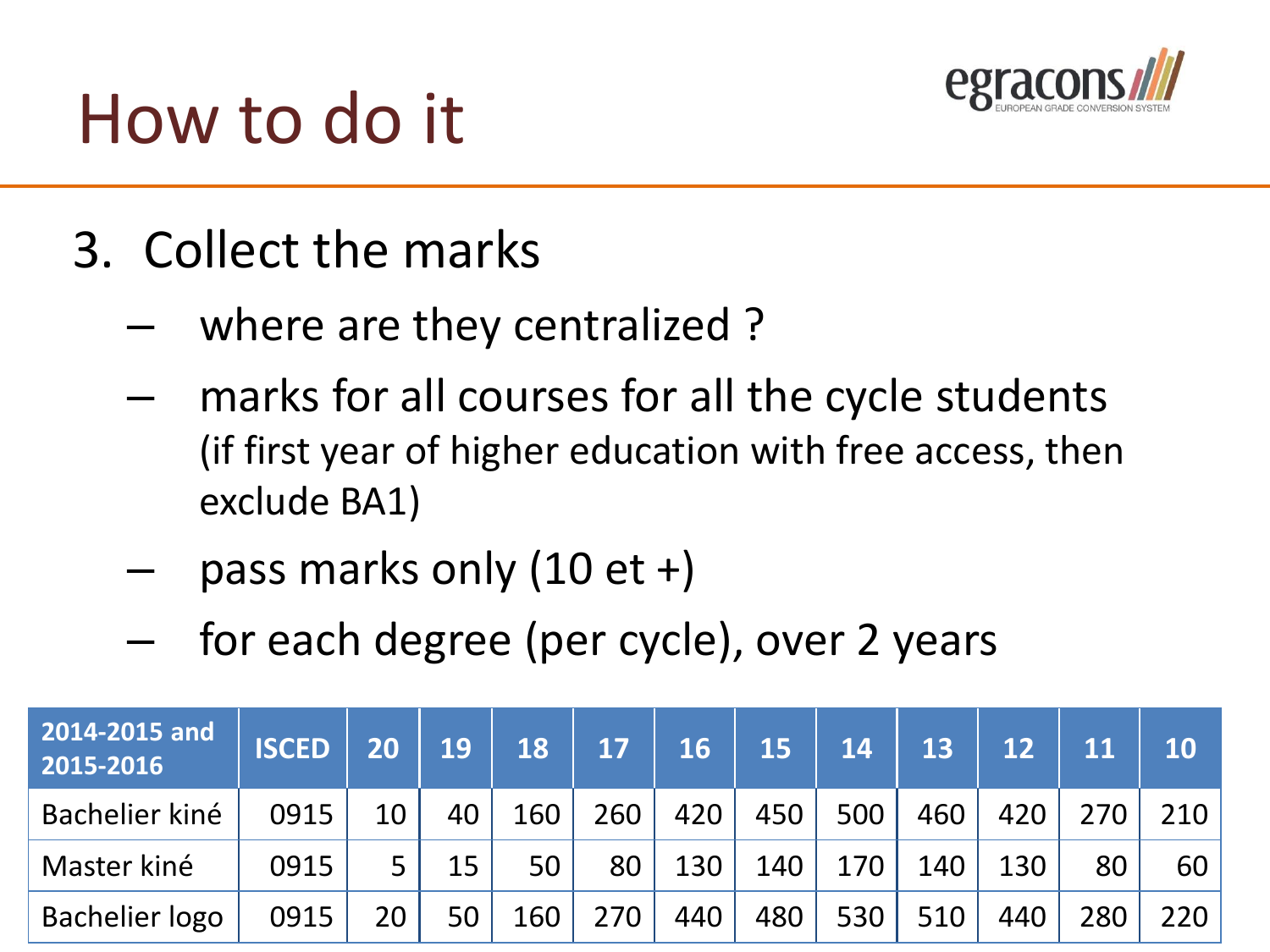# How to do it

3. Collect the marks
   - where are they centralized ?
   - marks for all courses for all the cycle students (if first year of higher education with free access, then exclude BA1)
   - pass marks only (10 et +)
   - for each degree (per cycle), over 2 years

| 2014-2015 and 2015-2016 | ISCED | 20 | 19 | 18 | 17 | 16 | 15 | 14 | 13 | 12 | 11 | 10 |
|---|---|---|---|---|---|---|---|---|---|---|---|---|
| Bachelier kiné | 0915 | 10 | 40 | 160 | 260 | 420 | 450 | 500 | 460 | 420 | 270 | 210 |
| Master kiné | 0915 | 5 | 15 | 50 | 80 | 130 | 140 | 170 | 140 | 130 | 80 | 60 |
| Bachelier logo | 0915 | 20 | 50 | 160 | 270 | 440 | 480 | 530 | 510 | 440 | 280 | 220 |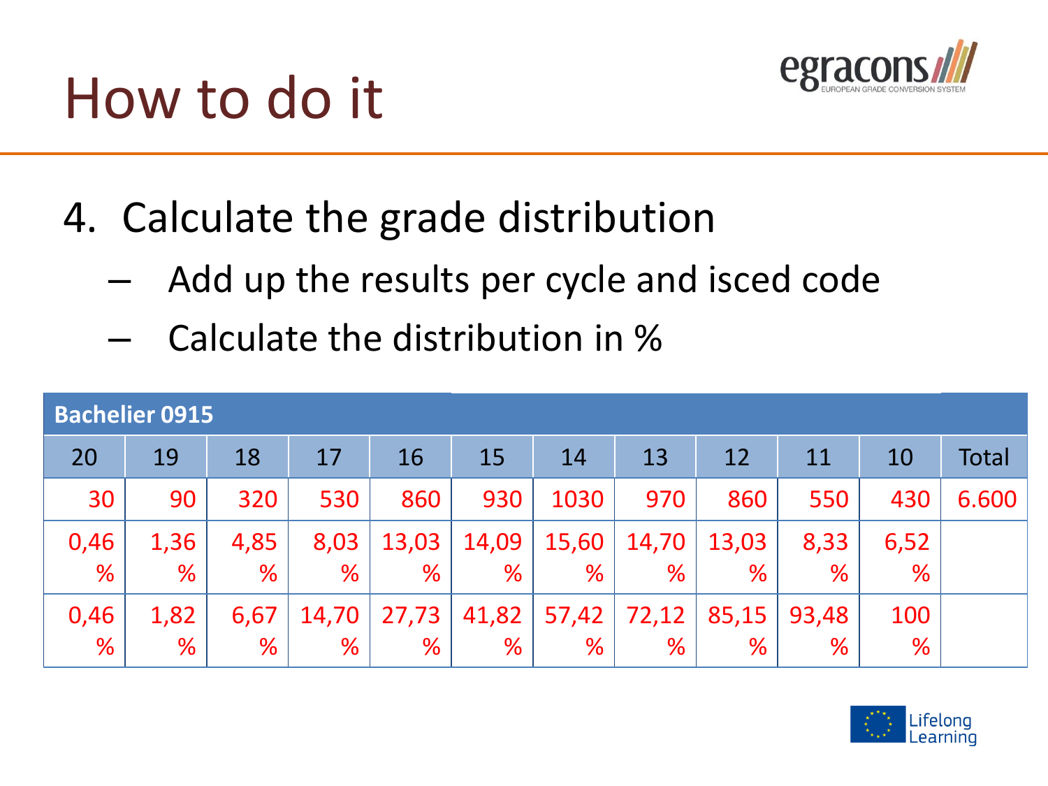# How to do it

4. Calculate the grade distribution
   - Add up the results per cycle and isced code
   - Calculate the distribution in %

| Bachelier 0915 | | | | | | | | | | | |
|---|---|---|---|---|---|---|---|---|---|---|---|
| 20 | 19 | 18 | 17 | 16 | 15 | 14 | 13 | 12 | 11 | 10 | Total |
| 30 | 90 | 320 | 530 | 860 | 930 | 1030 | 970 | 860 | 550 | 430 | 6.600 |
| 0,46 % | 1,36 % | 4,85 % | 8,03 % | 13,03 % | 14,09 % | 15,60 % | 14,70 % | 13,03 % | 8,33 % | 6,52 % | |
| 0,46 % | 1,82 % | 6,67 % | 14,70 % | 27,73 % | 41,82 % | 57,42 % | 72,12 % | 85,15 % | 93,48 % | 100 % | |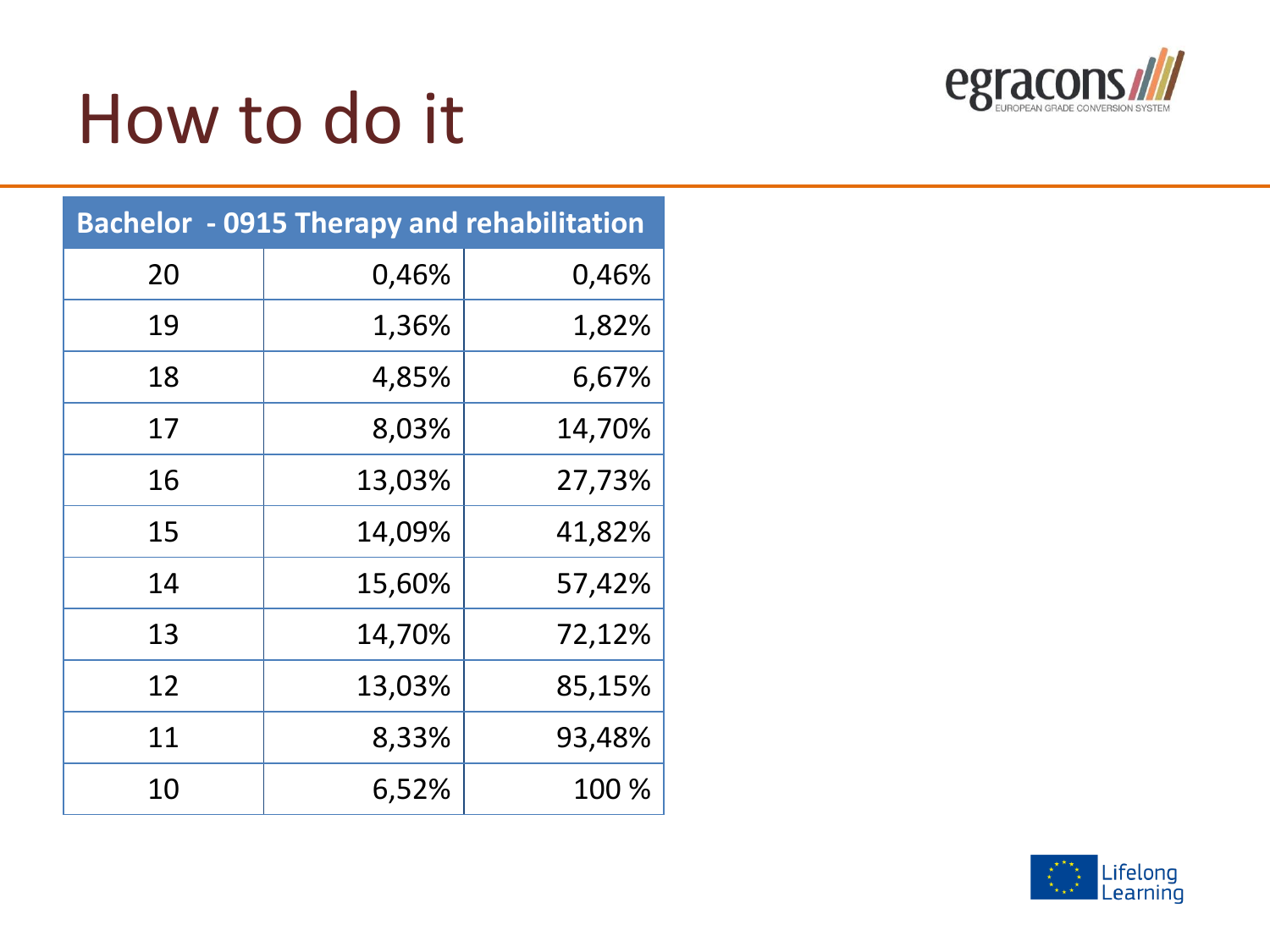# How to do it

| Bachelor - 0915 Therapy and rehabilitation | | |
|---|---|---|
| 20 | 0,46% | 0,46% |
| 19 | 1,36% | 1,82% |
| 18 | 4,85% | 6,67% |
| 17 | 8,03% | 14,70% |
| 16 | 13,03% | 27,73% |
| 15 | 14,09% | 41,82% |
| 14 | 15,60% | 57,42% |
| 13 | 14,70% | 72,12% |
| 12 | 13,03% | 85,15% |
| 11 | 8,33% | 93,48% |
| 10 | 6,52% | 100 % |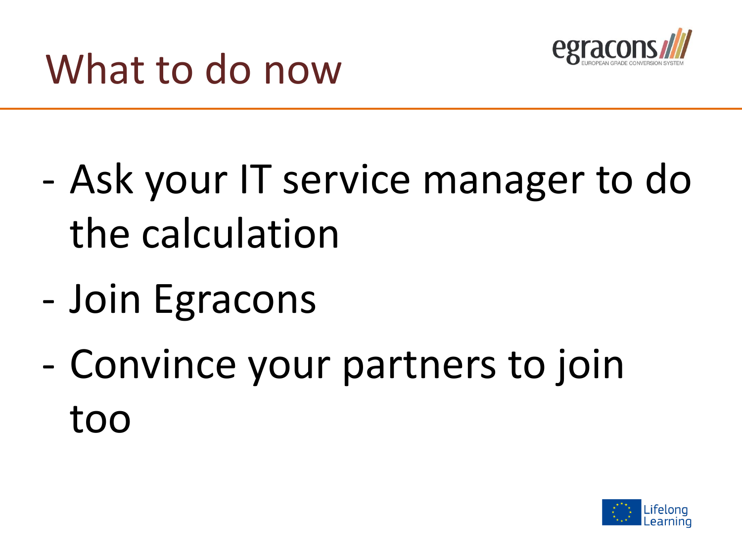# What to do now

- Ask your IT service manager to do the calculation
- Join Egracons
- Convince your partners to join too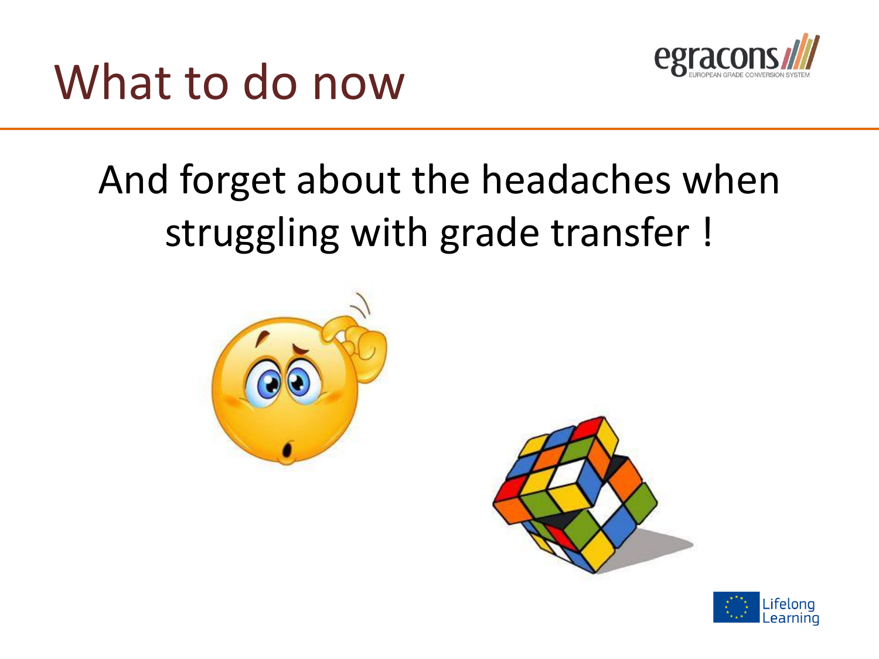# What to do now

And forget about the headaches when struggling with grade transfer !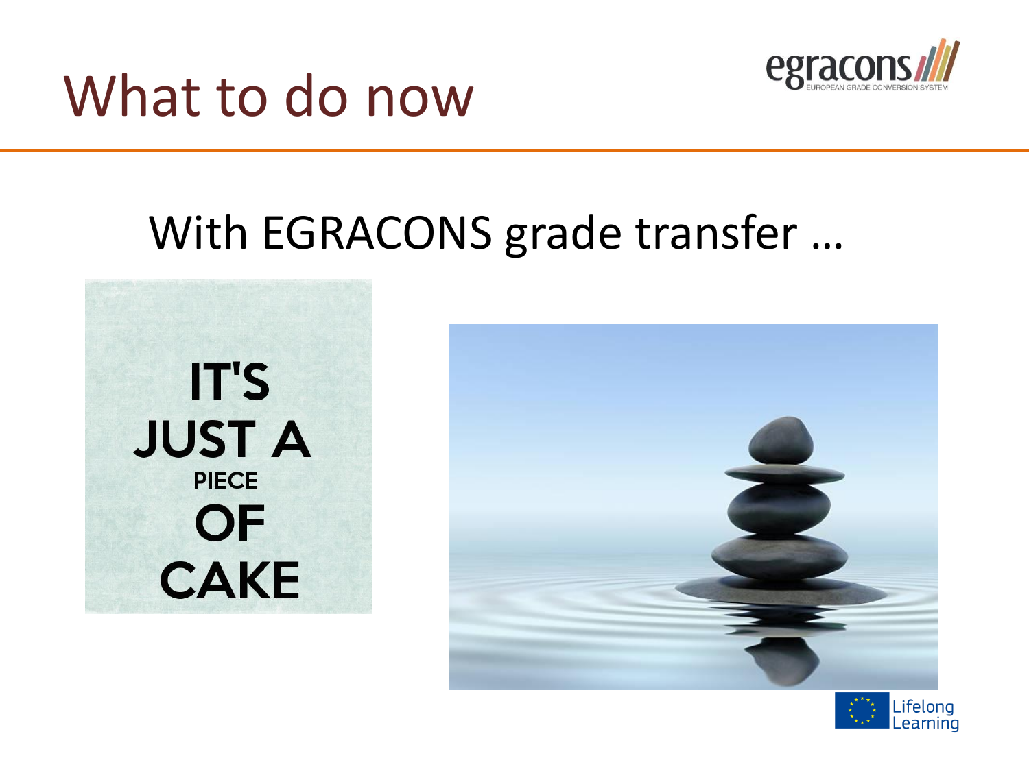# What to do now

With EGRACONS grade transfer …

IT'S
JUST A
PIECE
OF
CAKE